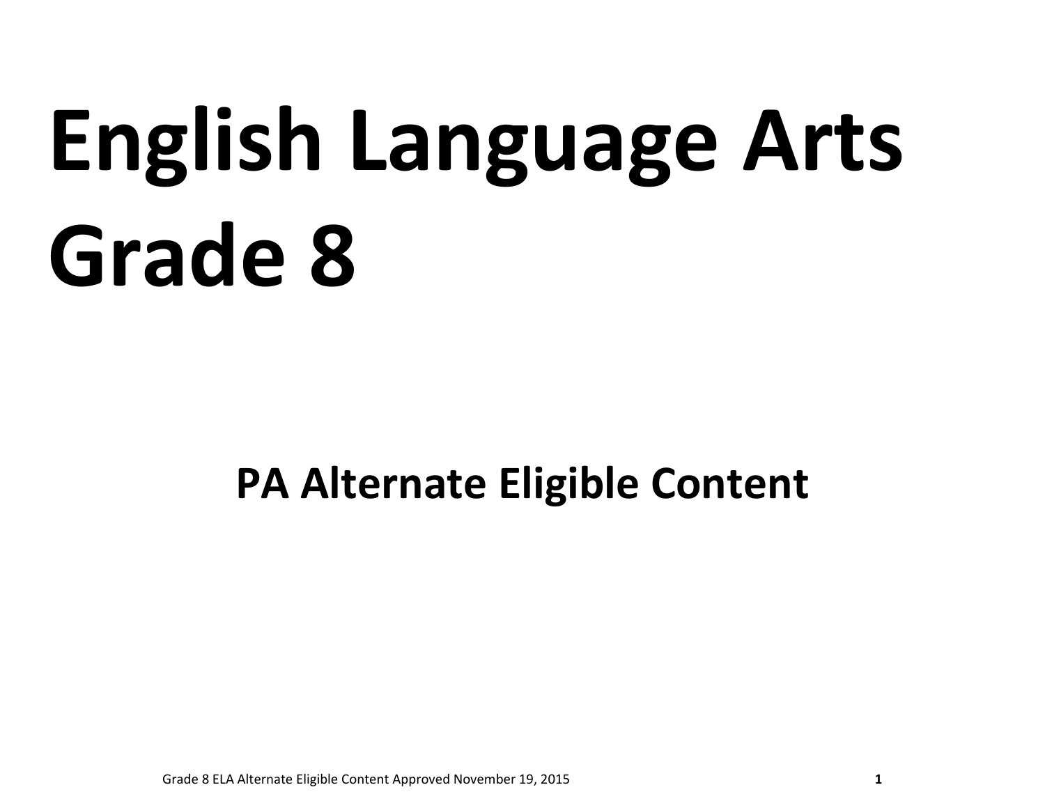# English Language Arts Grade 8

## PA Alternate Eligible Content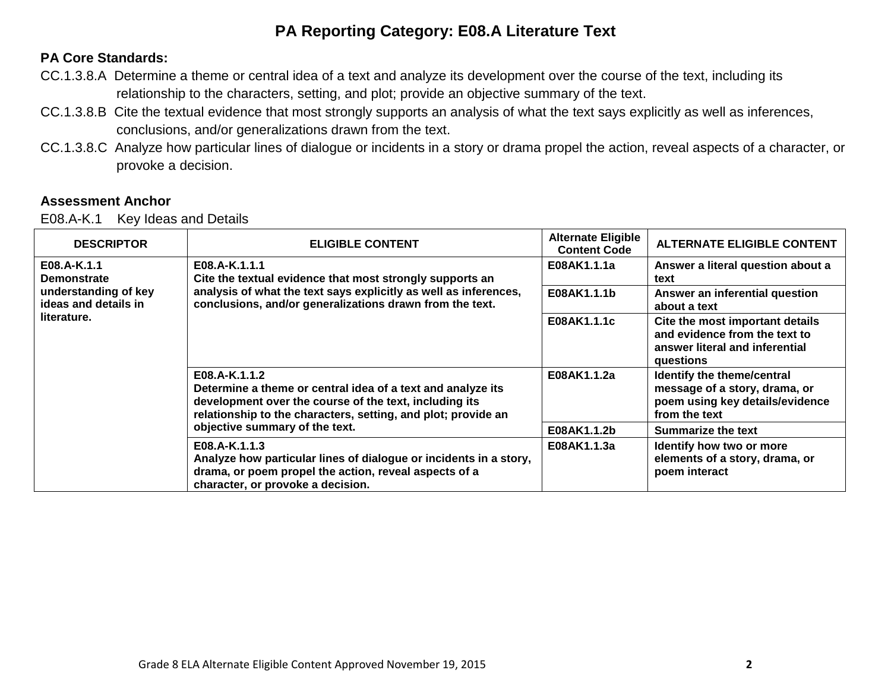# PA Reporting Category: E08.A Literature Text

**PA Core Standards:**

CC.1.3.8.A Determine a theme or central idea of a text and analyze its development over the course of the text, including its relationship to the characters, setting, and plot; provide an objective summary of the text.

CC.1.3.8.B Cite the textual evidence that most strongly supports an analysis of what the text says explicitly as well as inferences, conclusions, and/or generalizations drawn from the text.

CC.1.3.8.C Analyze how particular lines of dialogue or incidents in a story or drama propel the action, reveal aspects of a character, or provoke a decision.

**Assessment Anchor**

E08.A-K.1 Key Ideas and Details

| DESCRIPTOR | ELIGIBLE CONTENT | Alternate Eligible Content Code | ALTERNATE ELIGIBLE CONTENT |
|---|---|---|---|
| **E08.A-K.1.1 Demonstrate understanding of key ideas and details in literature.** | **E08.A-K.1.1.1 Cite the textual evidence that most strongly supports an analysis of what the text says explicitly as well as inferences, conclusions, and/or generalizations drawn from the text.** | **E08AK1.1.1a** | **Answer a literal question about a text** |
| | | **E08AK1.1.1b** | **Answer an inferential question about a text** |
| | | **E08AK1.1.1c** | **Cite the most important details and evidence from the text to answer literal and inferential questions** |
| | **E08.A-K.1.1.2 Determine a theme or central idea of a text and analyze its development over the course of the text, including its relationship to the characters, setting, and plot; provide an objective summary of the text.** | **E08AK1.1.2a** | **Identify the theme/central message of a story, drama, or poem using key details/evidence from the text** |
| | | **E08AK1.1.2b** | **Summarize the text** |
| | **E08.A-K.1.1.3 Analyze how particular lines of dialogue or incidents in a story, drama, or poem propel the action, reveal aspects of a character, or provoke a decision.** | **E08AK1.1.3a** | **Identify how two or more elements of a story, drama, or poem interact** |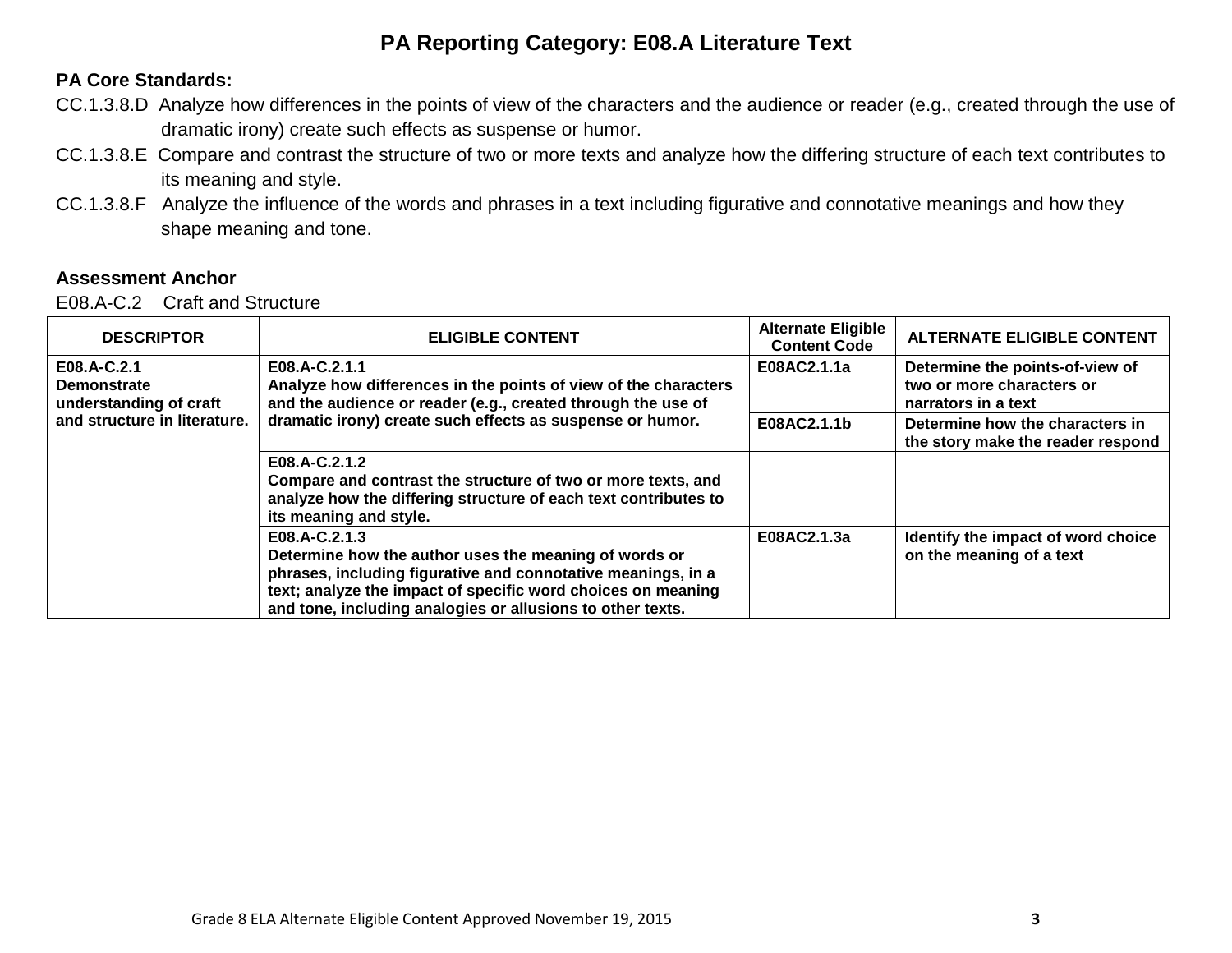## PA Reporting Category: E08.A Literature Text

**PA Core Standards:**

CC.1.3.8.D Analyze how differences in the points of view of the characters and the audience or reader (e.g., created through the use of dramatic irony) create such effects as suspense or humor.

CC.1.3.8.E Compare and contrast the structure of two or more texts and analyze how the differing structure of each text contributes to its meaning and style.

CC.1.3.8.F Analyze the influence of the words and phrases in a text including figurative and connotative meanings and how they shape meaning and tone.

**Assessment Anchor**

E08.A-C.2 Craft and Structure

| DESCRIPTOR | ELIGIBLE CONTENT | Alternate Eligible Content Code | ALTERNATE ELIGIBLE CONTENT |
|---|---|---|---|
| **E08.A-C.2.1 Demonstrate understanding of craft and structure in literature.** | **E08.A-C.2.1.1 Analyze how differences in the points of view of the characters and the audience or reader (e.g., created through the use of dramatic irony) create such effects as suspense or humor.** | **E08AC2.1.1a** | **Determine the points-of-view of two or more characters or narrators in a text** |
| | | **E08AC2.1.1b** | **Determine how the characters in the story make the reader respond** |
| | **E08.A-C.2.1.2 Compare and contrast the structure of two or more texts, and analyze how the differing structure of each text contributes to its meaning and style.** | | |
| | **E08.A-C.2.1.3 Determine how the author uses the meaning of words or phrases, including figurative and connotative meanings, in a text; analyze the impact of specific word choices on meaning and tone, including analogies or allusions to other texts.** | **E08AC2.1.3a** | **Identify the impact of word choice on the meaning of a text** |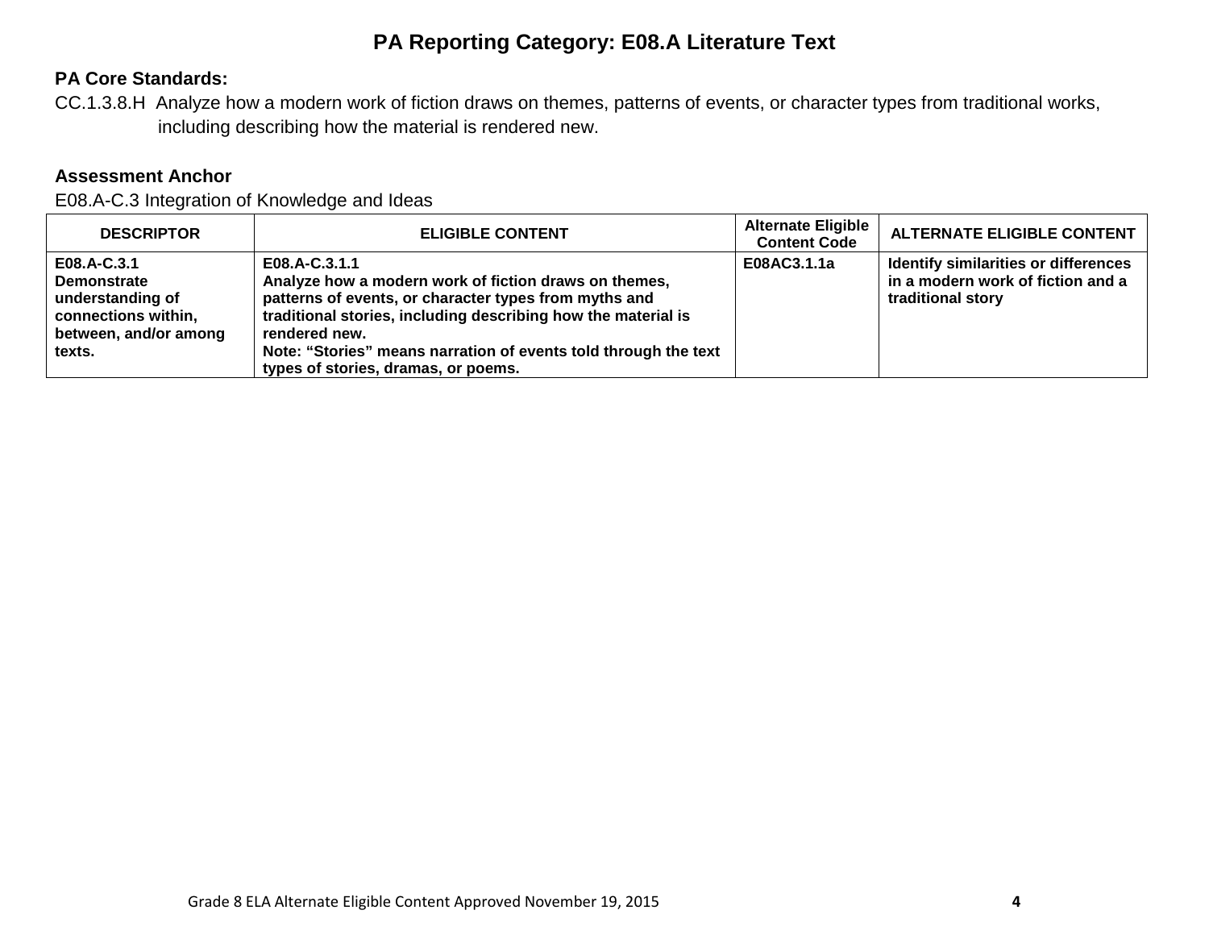# PA Reporting Category: E08.A Literature Text

**PA Core Standards:**

CC.1.3.8.H Analyze how a modern work of fiction draws on themes, patterns of events, or character types from traditional works, including describing how the material is rendered new.

**Assessment Anchor**

E08.A-C.3 Integration of Knowledge and Ideas

| DESCRIPTOR | ELIGIBLE CONTENT | Alternate Eligible Content Code | ALTERNATE ELIGIBLE CONTENT |
|---|---|---|---|
| **E08.A-C.3.1 Demonstrate understanding of connections within, between, and/or among texts.** | **E08.A-C.3.1.1 Analyze how a modern work of fiction draws on themes, patterns of events, or character types from myths and traditional stories, including describing how the material is rendered new. Note: "Stories" means narration of events told through the text types of stories, dramas, or poems.** | **E08AC3.1.1a** | **Identify similarities or differences in a modern work of fiction and a traditional story** |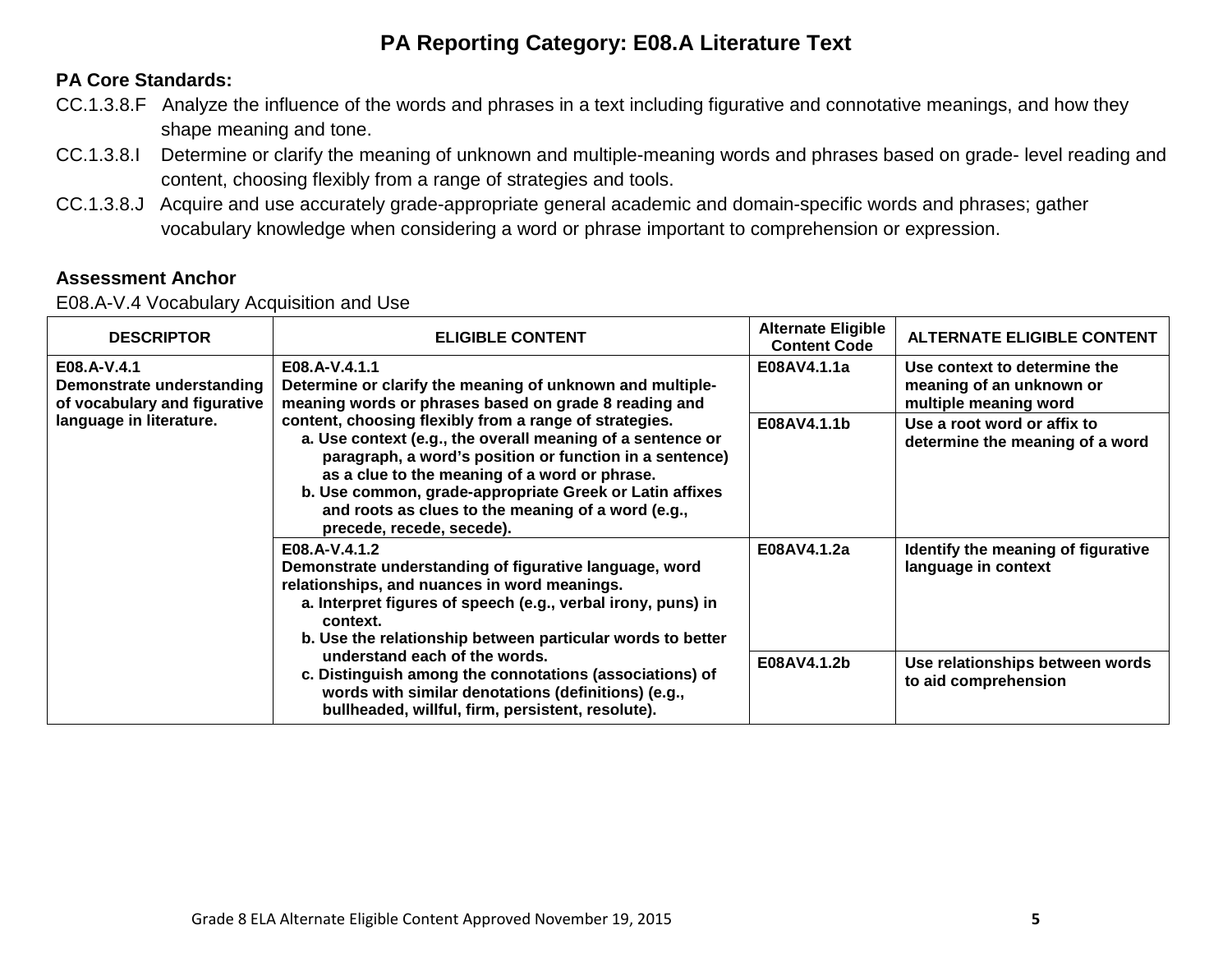# PA Reporting Category: E08.A Literature Text

**PA Core Standards:**

CC.1.3.8.F Analyze the influence of the words and phrases in a text including figurative and connotative meanings, and how they shape meaning and tone.

CC.1.3.8.I Determine or clarify the meaning of unknown and multiple-meaning words and phrases based on grade- level reading and content, choosing flexibly from a range of strategies and tools.

CC.1.3.8.J Acquire and use accurately grade-appropriate general academic and domain-specific words and phrases; gather vocabulary knowledge when considering a word or phrase important to comprehension or expression.

**Assessment Anchor**

E08.A-V.4 Vocabulary Acquisition and Use

| DESCRIPTOR | ELIGIBLE CONTENT | Alternate Eligible Content Code | ALTERNATE ELIGIBLE CONTENT |
|---|---|---|---|
| **E08.A-V.4.1 Demonstrate understanding of vocabulary and figurative language in literature.** | **E08.A-V.4.1.1 Determine or clarify the meaning of unknown and multiple-meaning words or phrases based on grade 8 reading and content, choosing flexibly from a range of strategies.** <br> **a. Use context (e.g., the overall meaning of a sentence or paragraph, a word's position or function in a sentence) as a clue to the meaning of a word or phrase.** <br> **b. Use common, grade-appropriate Greek or Latin affixes and roots as clues to the meaning of a word (e.g., precede, recede, secede).** | **E08AV4.1.1a** | **Use context to determine the meaning of an unknown or multiple meaning word** |
| | | **E08AV4.1.1b** | **Use a root word or affix to determine the meaning of a word** |
| | **E08.A-V.4.1.2 Demonstrate understanding of figurative language, word relationships, and nuances in word meanings.** <br> **a. Interpret figures of speech (e.g., verbal irony, puns) in context.** <br> **b. Use the relationship between particular words to better understand each of the words.** <br> **c. Distinguish among the connotations (associations) of words with similar denotations (definitions) (e.g., bullheaded, willful, firm, persistent, resolute).** | **E08AV4.1.2a** | **Identify the meaning of figurative language in context** |
| | | **E08AV4.1.2b** | **Use relationships between words to aid comprehension** |

Grade 8 ELA Alternate Eligible Content Approved November 19, 2015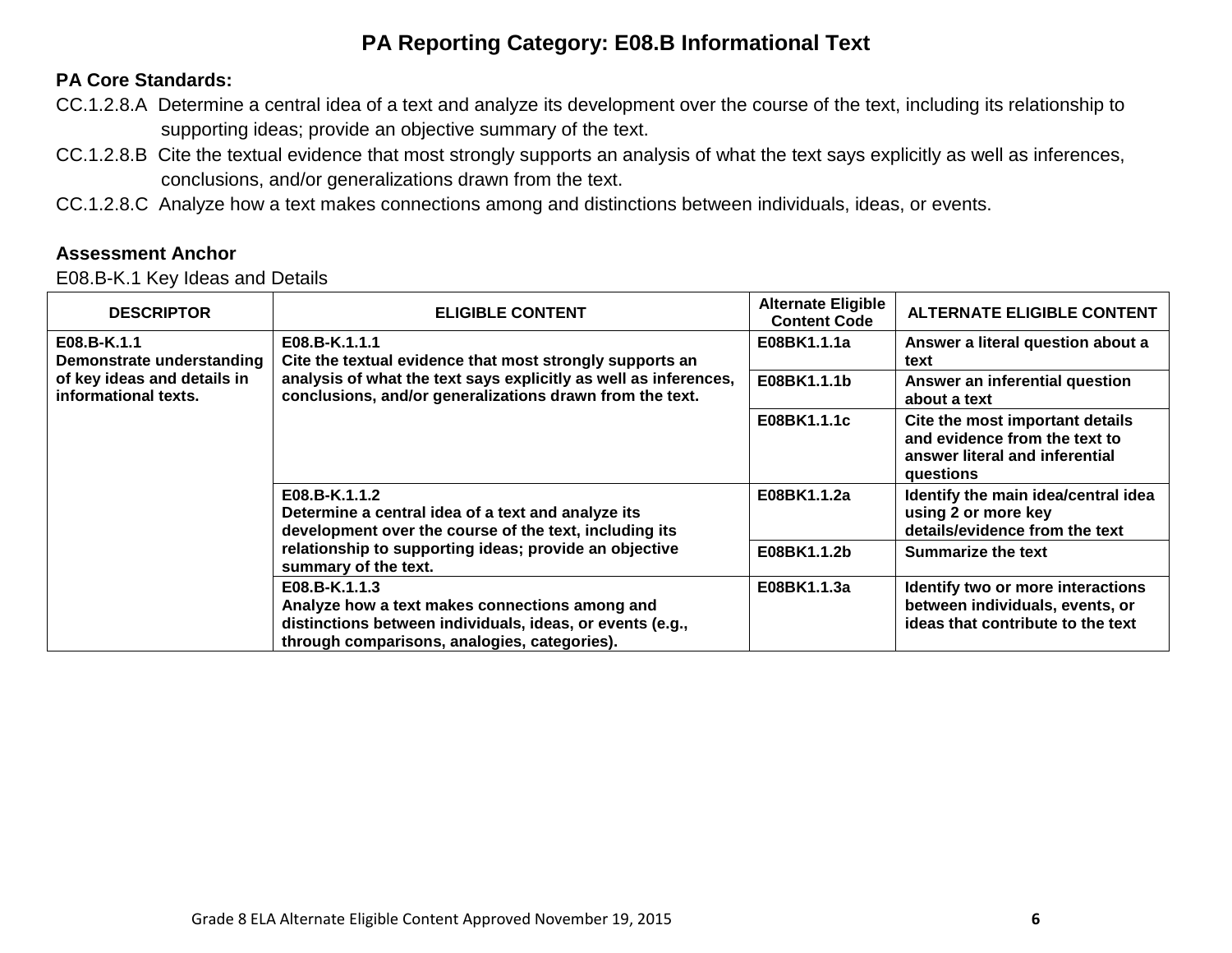# PA Reporting Category: E08.B Informational Text

**PA Core Standards:**

CC.1.2.8.A Determine a central idea of a text and analyze its development over the course of the text, including its relationship to supporting ideas; provide an objective summary of the text.

CC.1.2.8.B Cite the textual evidence that most strongly supports an analysis of what the text says explicitly as well as inferences, conclusions, and/or generalizations drawn from the text.

CC.1.2.8.C Analyze how a text makes connections among and distinctions between individuals, ideas, or events.

**Assessment Anchor**

E08.B-K.1 Key Ideas and Details

| DESCRIPTOR | ELIGIBLE CONTENT | Alternate Eligible Content Code | ALTERNATE ELIGIBLE CONTENT |
|---|---|---|---|
| **E08.B-K.1.1 Demonstrate understanding of key ideas and details in informational texts.** | **E08.B-K.1.1.1 Cite the textual evidence that most strongly supports an analysis of what the text says explicitly as well as inferences, conclusions, and/or generalizations drawn from the text.** | **E08BK1.1.1a** | **Answer a literal question about a text** |
| | | **E08BK1.1.1b** | **Answer an inferential question about a text** |
| | | **E08BK1.1.1c** | **Cite the most important details and evidence from the text to answer literal and inferential questions** |
| | **E08.B-K.1.1.2 Determine a central idea of a text and analyze its development over the course of the text, including its relationship to supporting ideas; provide an objective summary of the text.** | **E08BK1.1.2a** | **Identify the main idea/central idea using 2 or more key details/evidence from the text** |
| | | **E08BK1.1.2b** | **Summarize the text** |
| | **E08.B-K.1.1.3 Analyze how a text makes connections among and distinctions between individuals, ideas, or events (e.g., through comparisons, analogies, categories).** | **E08BK1.1.3a** | **Identify two or more interactions between individuals, events, or ideas that contribute to the text** |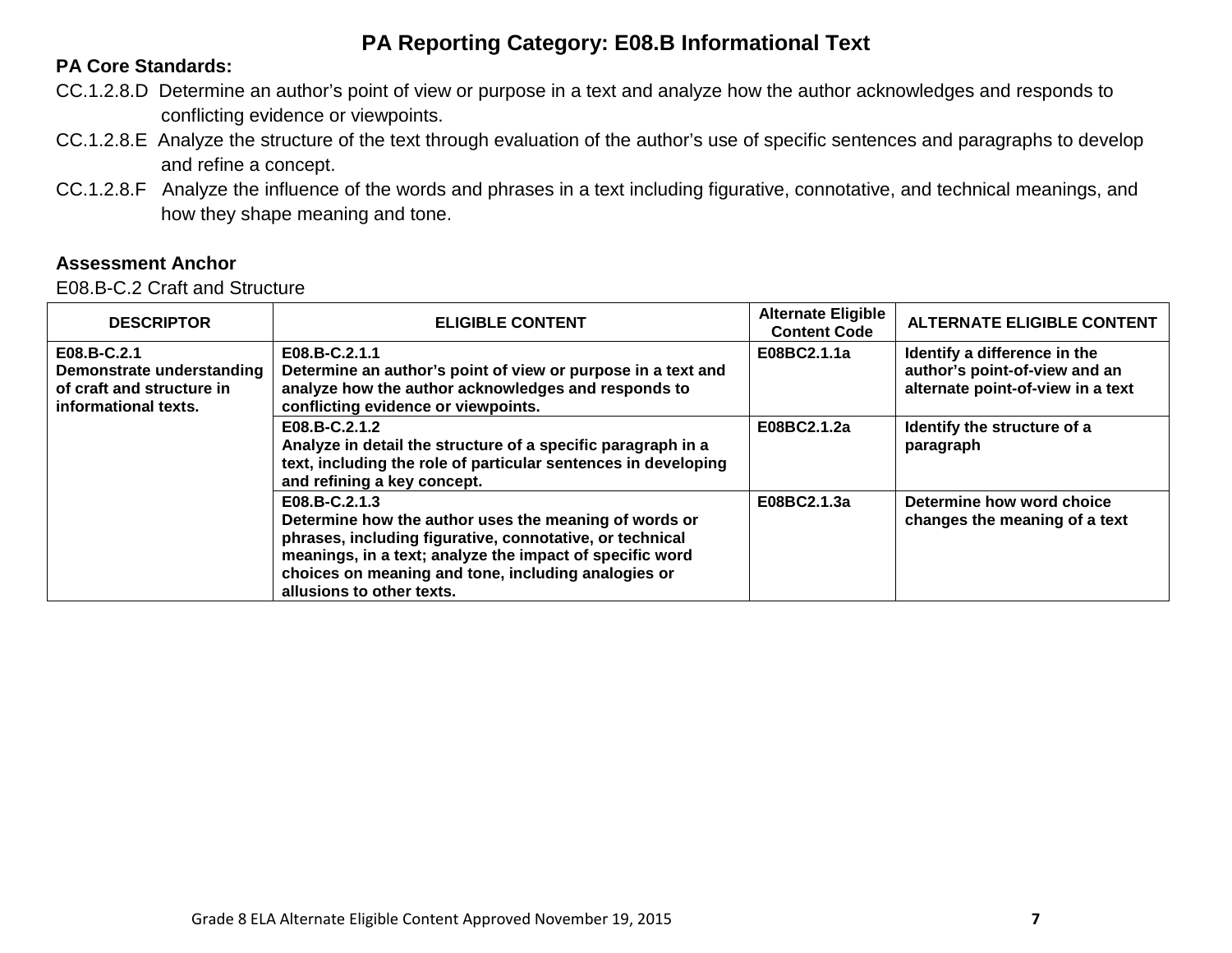# PA Reporting Category: E08.B Informational Text

**PA Core Standards:**

CC.1.2.8.D Determine an author's point of view or purpose in a text and analyze how the author acknowledges and responds to conflicting evidence or viewpoints.

CC.1.2.8.E Analyze the structure of the text through evaluation of the author's use of specific sentences and paragraphs to develop and refine a concept.

CC.1.2.8.F Analyze the influence of the words and phrases in a text including figurative, connotative, and technical meanings, and how they shape meaning and tone.

**Assessment Anchor**

E08.B-C.2 Craft and Structure

| DESCRIPTOR | ELIGIBLE CONTENT | Alternate Eligible Content Code | ALTERNATE ELIGIBLE CONTENT |
|---|---|---|---|
| **E08.B-C.2.1 Demonstrate understanding of craft and structure in informational texts.** | **E08.B-C.2.1.1 Determine an author's point of view or purpose in a text and analyze how the author acknowledges and responds to conflicting evidence or viewpoints.** | **E08BC2.1.1a** | **Identify a difference in the author's point-of-view and an alternate point-of-view in a text** |
| | **E08.B-C.2.1.2 Analyze in detail the structure of a specific paragraph in a text, including the role of particular sentences in developing and refining a key concept.** | **E08BC2.1.2a** | **Identify the structure of a paragraph** |
| | **E08.B-C.2.1.3 Determine how the author uses the meaning of words or phrases, including figurative, connotative, or technical meanings, in a text; analyze the impact of specific word choices on meaning and tone, including analogies or allusions to other texts.** | **E08BC2.1.3a** | **Determine how word choice changes the meaning of a text** |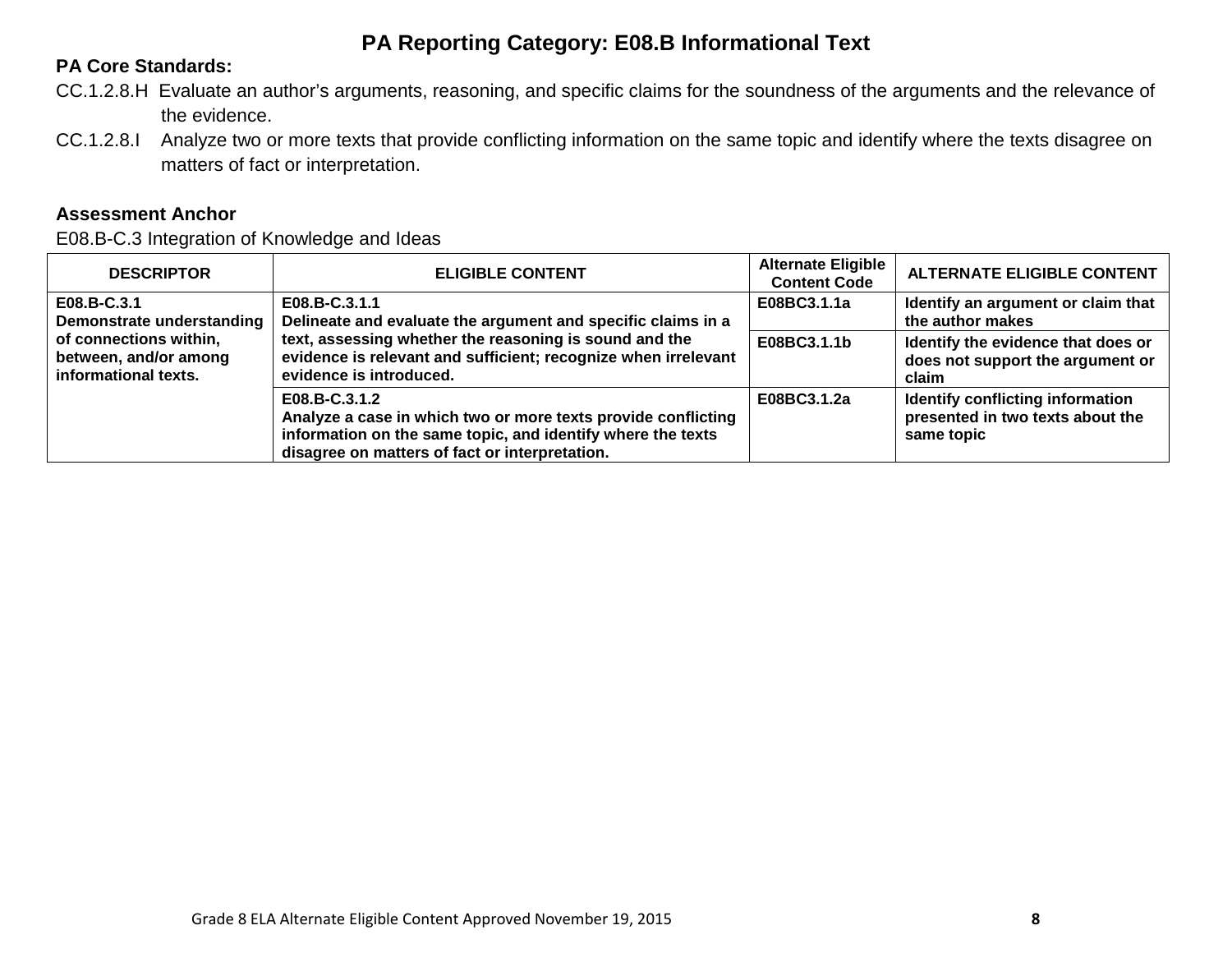# PA Reporting Category: E08.B Informational Text

**PA Core Standards:**

CC.1.2.8.H Evaluate an author's arguments, reasoning, and specific claims for the soundness of the arguments and the relevance of the evidence.

CC.1.2.8.I Analyze two or more texts that provide conflicting information on the same topic and identify where the texts disagree on matters of fact or interpretation.

**Assessment Anchor**

E08.B-C.3 Integration of Knowledge and Ideas

| DESCRIPTOR | ELIGIBLE CONTENT | Alternate Eligible Content Code | ALTERNATE ELIGIBLE CONTENT |
|---|---|---|---|
| **E08.B-C.3.1** **Demonstrate understanding of connections within, between, and/or among informational texts.** | **E08.B-C.3.1.1** **Delineate and evaluate the argument and specific claims in a text, assessing whether the reasoning is sound and the evidence is relevant and sufficient; recognize when irrelevant evidence is introduced.** | **E08BC3.1.1a** | **Identify an argument or claim that the author makes** |
| | | **E08BC3.1.1b** | **Identify the evidence that does or does not support the argument or claim** |
| | **E08.B-C.3.1.2** **Analyze a case in which two or more texts provide conflicting information on the same topic, and identify where the texts disagree on matters of fact or interpretation.** | **E08BC3.1.2a** | **Identify conflicting information presented in two texts about the same topic** |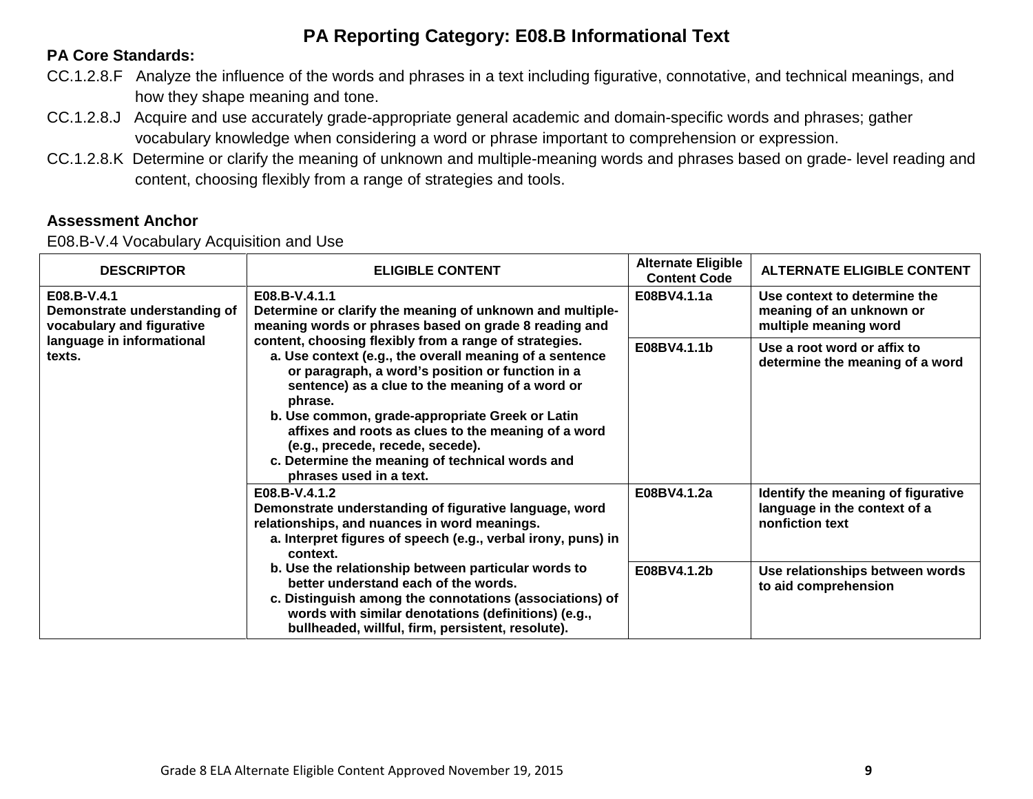# PA Reporting Category: E08.B Informational Text

**PA Core Standards:**

CC.1.2.8.F Analyze the influence of the words and phrases in a text including figurative, connotative, and technical meanings, and how they shape meaning and tone.

CC.1.2.8.J Acquire and use accurately grade-appropriate general academic and domain-specific words and phrases; gather vocabulary knowledge when considering a word or phrase important to comprehension or expression.

CC.1.2.8.K Determine or clarify the meaning of unknown and multiple-meaning words and phrases based on grade- level reading and content, choosing flexibly from a range of strategies and tools.

**Assessment Anchor**

E08.B-V.4 Vocabulary Acquisition and Use

| DESCRIPTOR | ELIGIBLE CONTENT | Alternate Eligible Content Code | ALTERNATE ELIGIBLE CONTENT |
|---|---|---|---|
| **E08.B-V.4.1** **Demonstrate understanding of vocabulary and figurative language in informational texts.** | **E08.B-V.4.1.1** **Determine or clarify the meaning of unknown and multiple-meaning words or phrases based on grade 8 reading and content, choosing flexibly from a range of strategies.** **a. Use context (e.g., the overall meaning of a sentence or paragraph, a word's position or function in a sentence) as a clue to the meaning of a word or phrase.** **b. Use common, grade-appropriate Greek or Latin affixes and roots as clues to the meaning of a word (e.g., precede, recede, secede).** **c. Determine the meaning of technical words and phrases used in a text.** | **E08BV4.1.1a** | **Use context to determine the meaning of an unknown or multiple meaning word** |
| | | **E08BV4.1.1b** | **Use a root word or affix to determine the meaning of a word** |
| | **E08.B-V.4.1.2** **Demonstrate understanding of figurative language, word relationships, and nuances in word meanings.** **a. Interpret figures of speech (e.g., verbal irony, puns) in context.** **b. Use the relationship between particular words to better understand each of the words.** **c. Distinguish among the connotations (associations) of words with similar denotations (definitions) (e.g., bullheaded, willful, firm, persistent, resolute).** | **E08BV4.1.2a** | **Identify the meaning of figurative language in the context of a nonfiction text** |
| | | **E08BV4.1.2b** | **Use relationships between words to aid comprehension** |